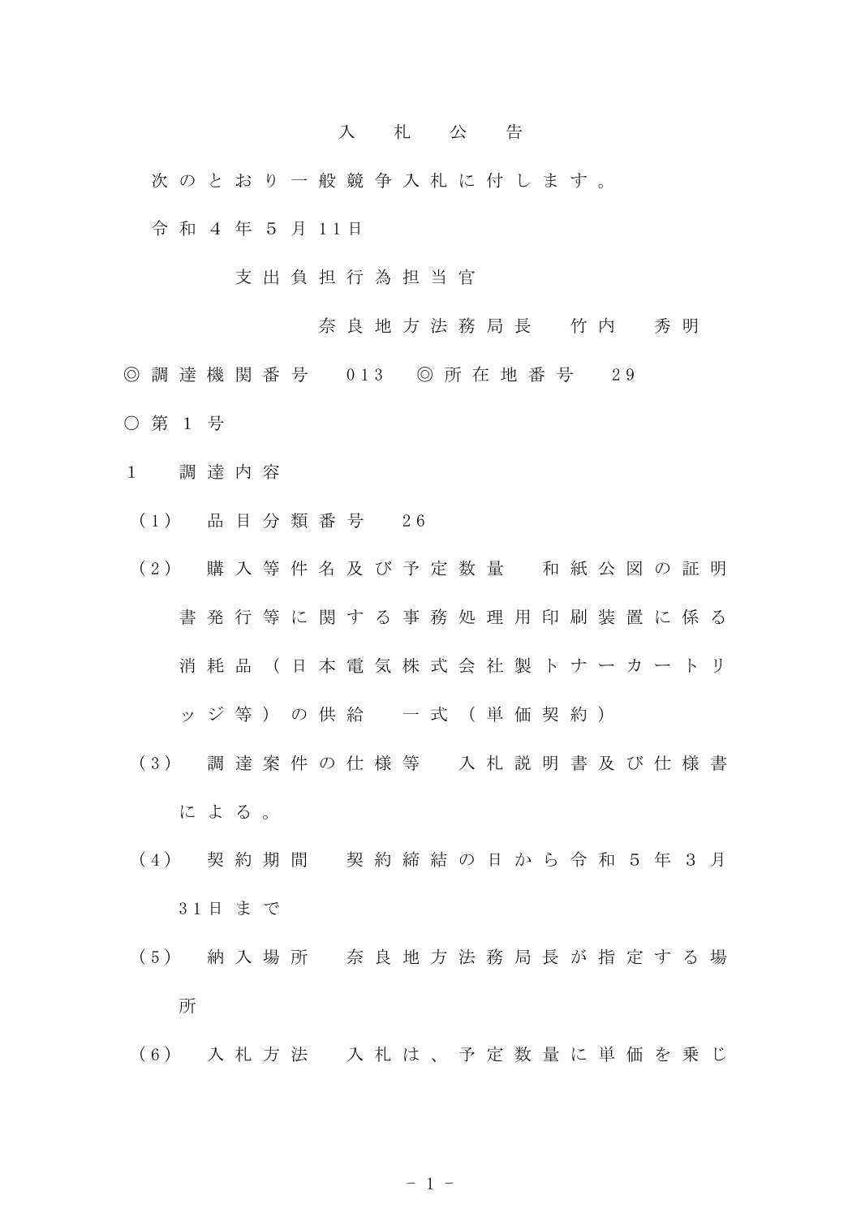# 入札公告

次のとおり一般競争入札に付します。

令和４年５月11日

支出負担行為担当官

奈良地方法務局長　竹内　秀明

◎調達機関番号　013　◎所在地番号　29

○第１号

1　調達内容

（1）　品目分類番号　26

（2）　購入等件名及び予定数量　和紙公図の証明書発行等に関する事務処理用印刷装置に係る消耗品（日本電気株式会社製トナーカートリッジ等）の供給　一式（単価契約）

（3）　調達案件の仕様等　入札説明書及び仕様書による。

（4）　契約期間　契約締結の日から令和５年３月31日まで

（5）　納入場所　奈良地方法務局長が指定する場所

（6）　入札方法　入札は、予定数量に単価を乗じ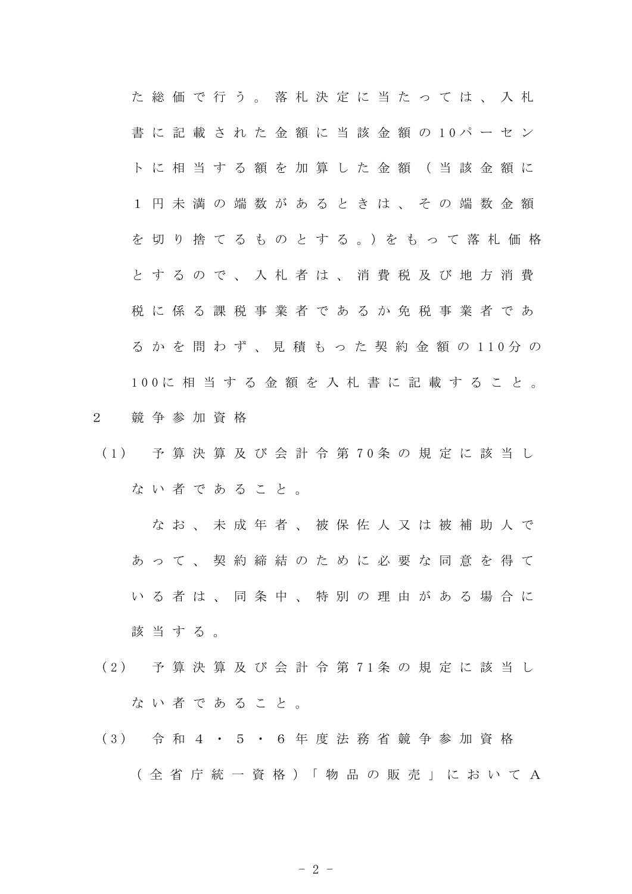た総価で行う。落札決定に当たっては、入札書に記載された金額に当該金額の10パーセントに相当する額を加算した金額（当該金額に1円未満の端数があるときは、その端数金額を切り捨てるものとする。）をもって落札価格とするので、入札者は、消費税及び地方消費税に係る課税事業者であるか免税事業者であるかを問わず、見積もった契約金額の110分の100に相当する金額を入札書に記載すること。

2　競争参加資格

（1）　予算決算及び会計令第70条の規定に該当しない者であること。

なお、未成年者、被保佐人又は被補助人であって、契約締結のために必要な同意を得ている者は、同条中、特別の理由がある場合に該当する。

（2）　予算決算及び会計令第71条の規定に該当しない者であること。

（3）　令和４・５・６年度法務省競争参加資格（全省庁統一資格）「物品の販売」においてA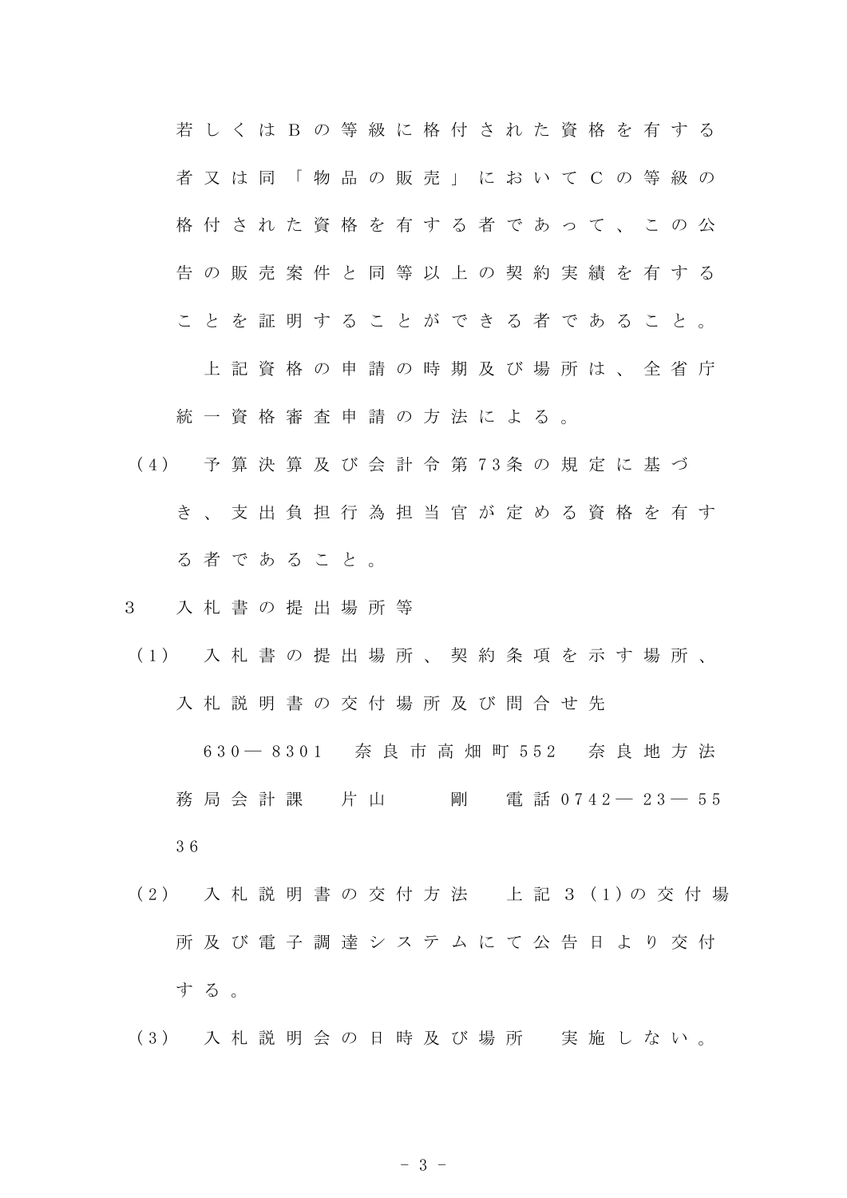若しくはＢの等級に格付された資格を有する者又は同「物品の販売」においてＣの等級の格付された資格を有する者であって、この公告の販売案件と同等以上の契約実績を有することを証明することができる者であること。

上記資格の申請の時期及び場所は、全省庁統一資格審査申請の方法による。

(4)　予算決算及び会計令第73条の規定に基づき、支出負担行為担当官が定める資格を有する者であること。

3　入札書の提出場所等

(1)　入札書の提出場所、契約条項を示す場所、入札説明書の交付場所及び問合せ先

630―8301　奈良市高畑町552　奈良地方法務局会計課　片山　　剛　電話0742―23―5536

(2)　入札説明書の交付方法　上記3(1)の交付場所及び電子調達システムにて公告日より交付する。

(3)　入札説明会の日時及び場所　実施しない。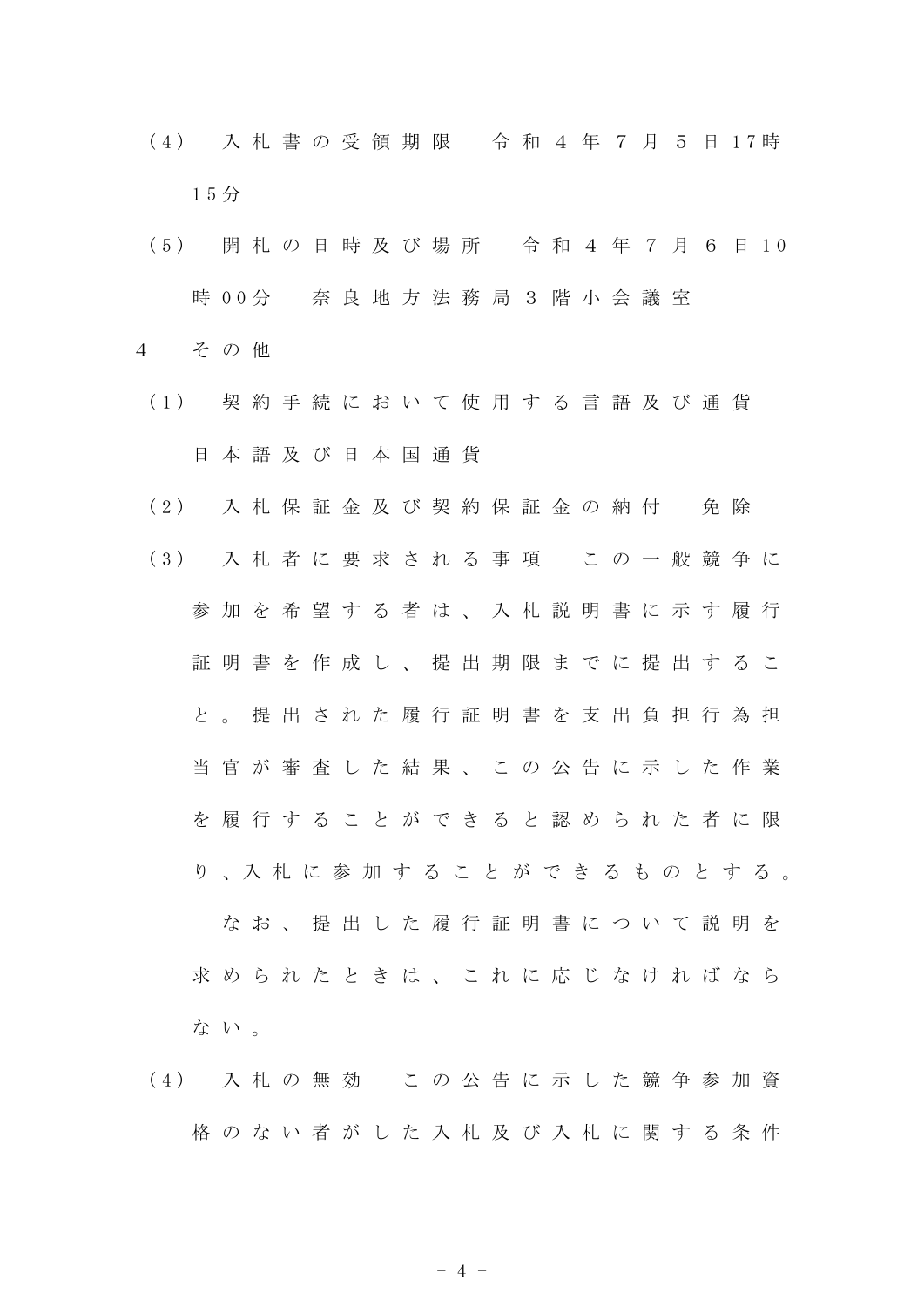（4） 入札書の受領期限　令和４年７月５日17時15分

（5） 開札の日時及び場所　令和４年７月６日10時00分　奈良地方法務局３階小会議室

４　その他

（1） 契約手続において使用する言語及び通貨　日本語及び日本国通貨

（2） 入札保証金及び契約保証金の納付　免除

（3） 入札者に要求される事項　この一般競争に参加を希望する者は、入札説明書に示す履行証明書を作成し、提出期限までに提出すること。提出された履行証明書を支出負担行為担当官が審査した結果、この公告に示した作業を履行することができると認められた者に限り、入札に参加することができるものとする。

　なお、提出した履行証明書について説明を求められたときは、これに応じなければならない。

（4） 入札の無効　この公告に示した競争参加資格のない者がした入札及び入札に関する条件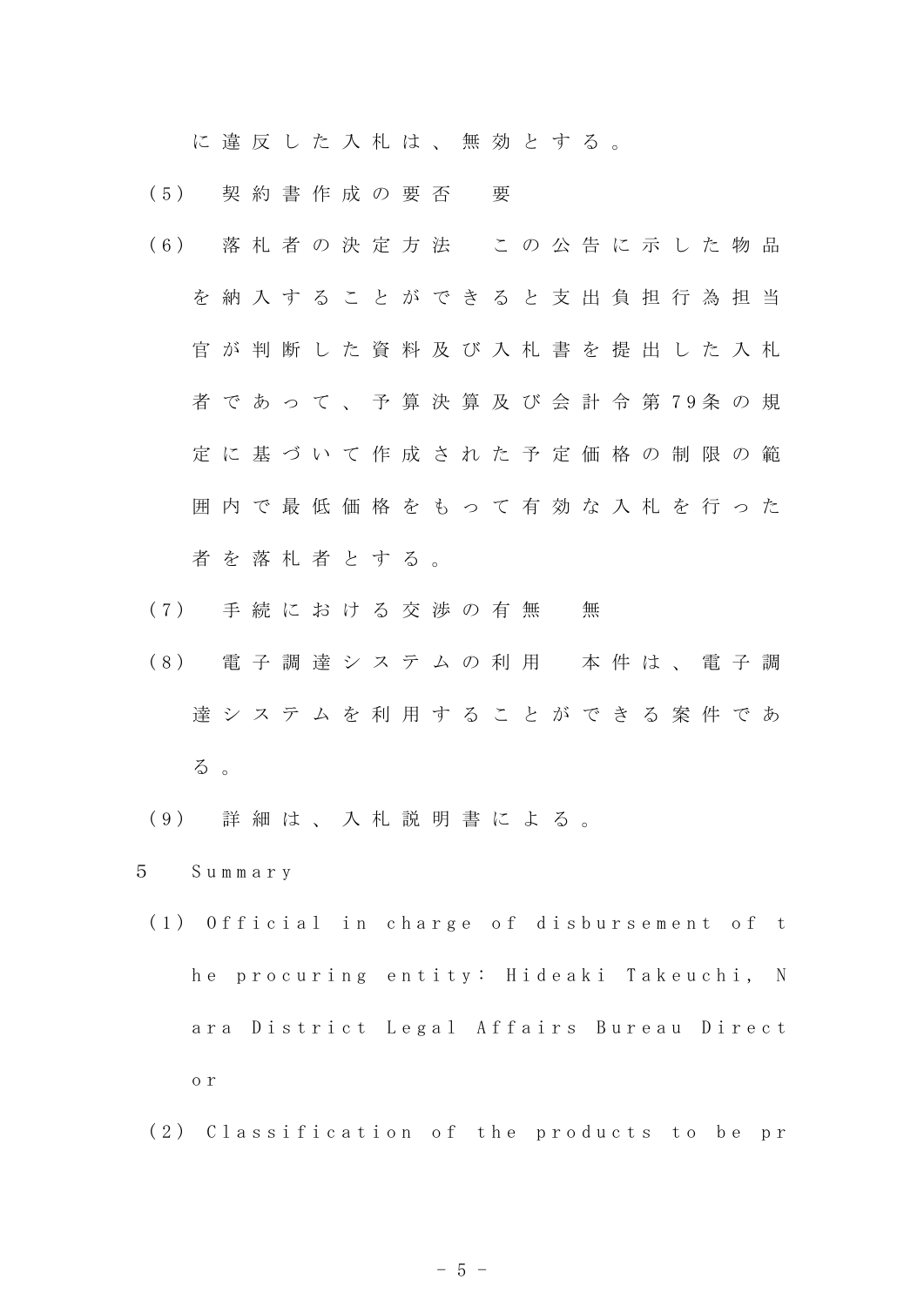に違反した入札は、無効とする。

(5)　契約書作成の要否　要

(6)　落札者の決定方法　この公告に示した物品を納入することができると支出負担行為担当官が判断した資料及び入札書を提出した入札者であって、予算決算及び会計令第79条の規定に基づいて作成された予定価格の制限の範囲内で最低価格をもって有効な入札を行った者を落札者とする。

(7)　手続における交渉の有無　無

(8)　電子調達システムの利用　本件は、電子調達システムを利用することができる案件である。

(9)　詳細は、入札説明書による。

5　Summary

(1) Official in charge of disbursement of the procuring entity: Hideaki Takeuchi, Nara District Legal Affairs Bureau Director

(2) Classification of the products to be pr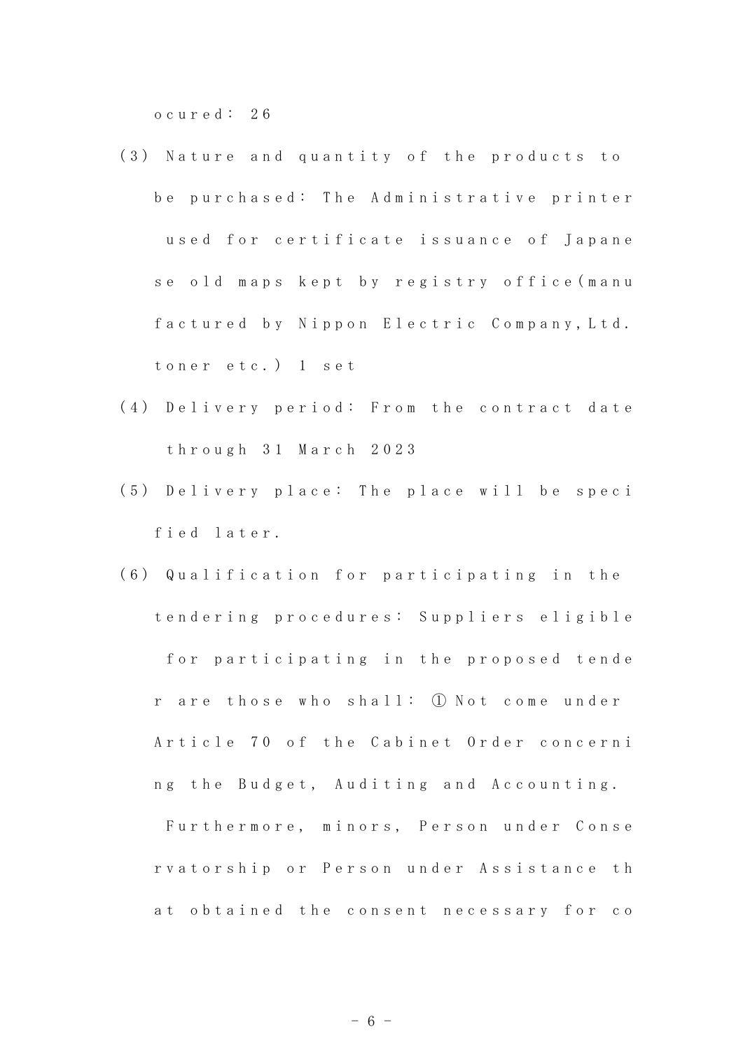ocured: 26

(3) Nature and quantity of the products to be purchased: The Administrative printer used for certificate issuance of Japanese old maps kept by registry office(manufactured by Nippon Electric Company,Ltd. toner etc.) 1 set

(4) Delivery period: From the contract date through 31 March 2023

(5) Delivery place: The place will be specified later.

(6) Qualification for participating in the tendering procedures: Suppliers eligible for participating in the proposed tender are those who shall: ① Not come under Article 70 of the Cabinet Order concerning the Budget, Auditing and Accounting. Furthermore, minors, Person under Conservatorship or Person under Assistance that obtained the consent necessary for co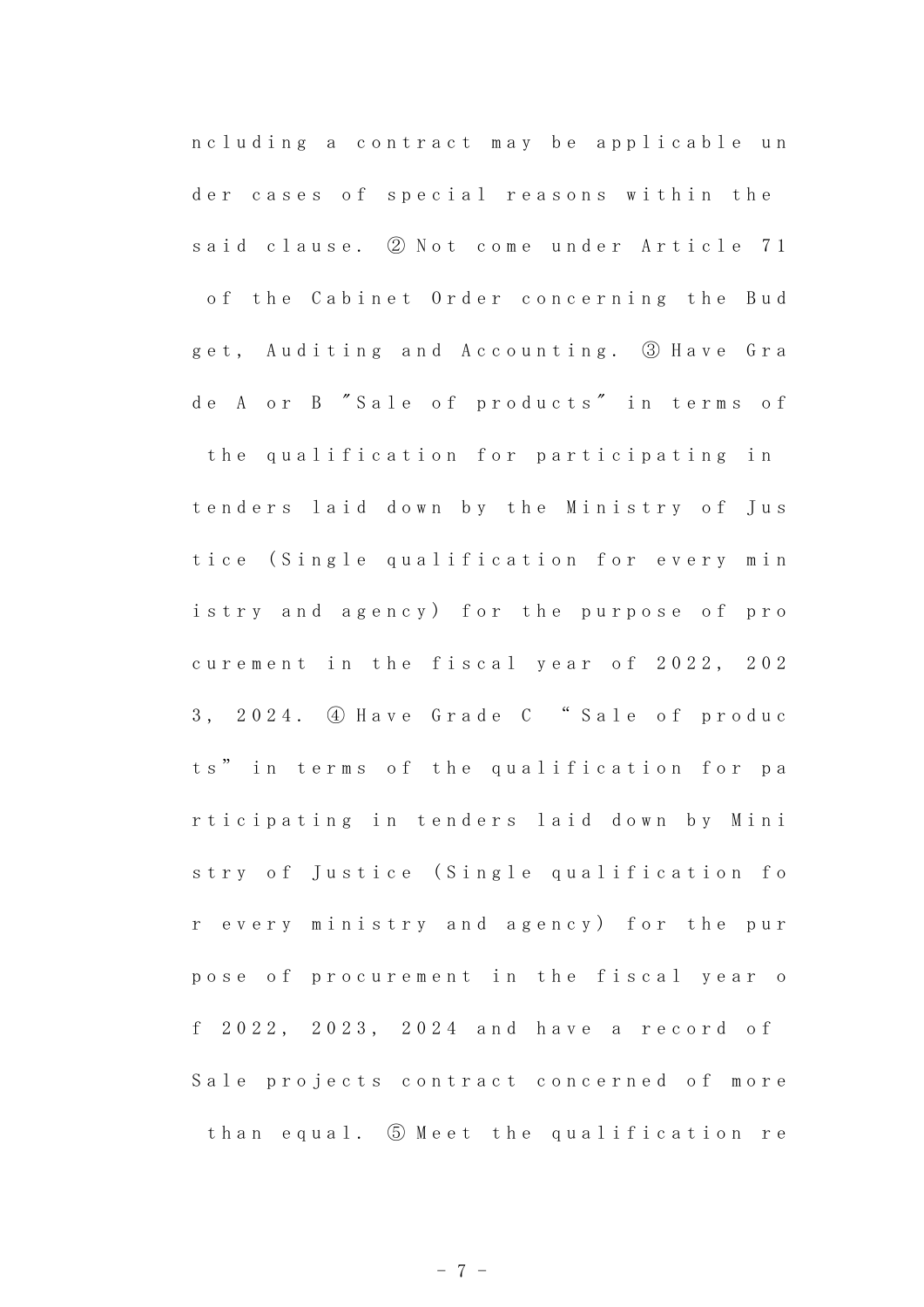ncluding a contract may be applicable under cases of special reasons within the said clause. ② Not come under Article 71 of the Cabinet Order concerning the Budget, Auditing and Accounting. ③ Have Grade A or B ″Sale of products″ in terms of the qualification for participating in tenders laid down by the Ministry of Justice (Single qualification for every ministry and agency) for the purpose of procurement in the fiscal year of 2022, 2023, 2024. ④ Have Grade C "Sale of products" in terms of the qualification for participating in tenders laid down by Ministry of Justice (Single qualification for every ministry and agency) for the purpose of procurement in the fiscal year of 2022, 2023, 2024 and have a record of Sale projects contract concerned of more than equal. ⑤ Meet the qualification re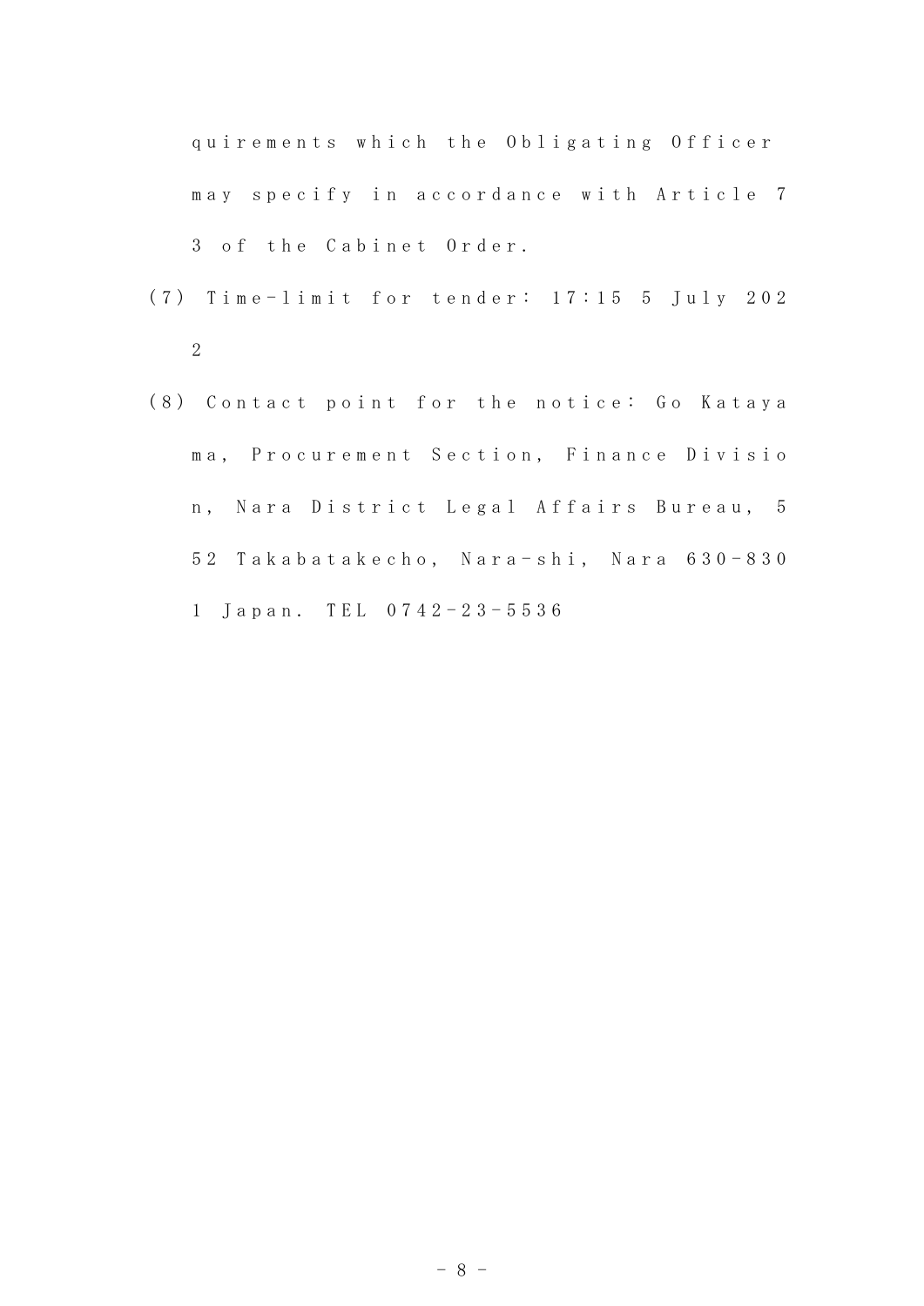quirements which the Obligating Officer may specify in accordance with Article 73 of the Cabinet Order.

(7) Time-limit for tender: 17:15 5 July 2022

(8) Contact point for the notice: Go Katayama, Procurement Section, Finance Division, Nara District Legal Affairs Bureau, 552 Takabatakecho, Nara-shi, Nara 630-8301 Japan. TEL 0742-23-5536